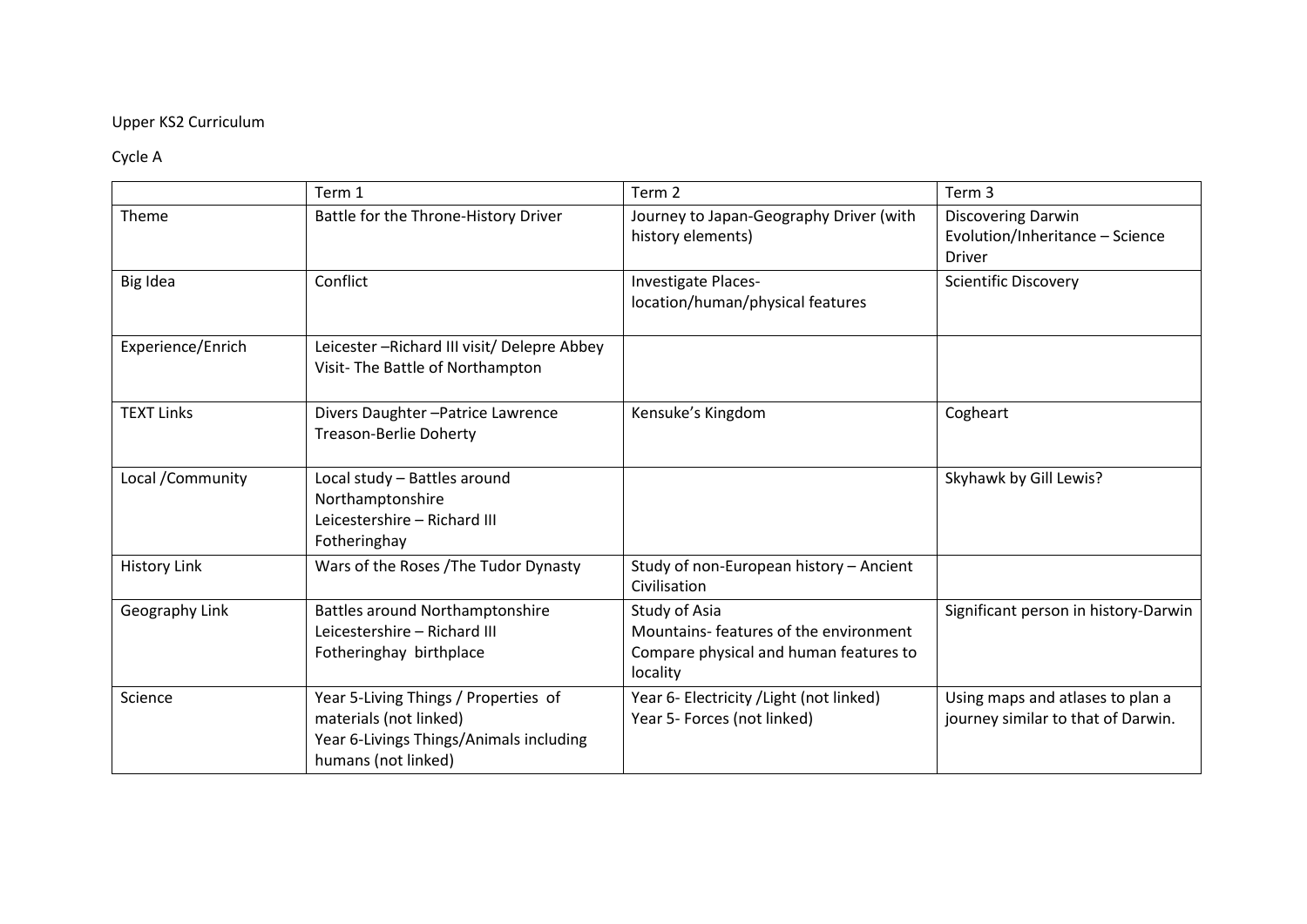Upper KS2 Curriculum

Cycle A

| | Term 1 | Term 2 | Term 3 |
|---|---|---|---|
| Theme | Battle for the Throne-History Driver | Journey to Japan-Geography Driver (with history elements) | Discovering Darwin Evolution/Inheritance – Science Driver |
| Big Idea | Conflict | Investigate Places- location/human/physical features | Scientific Discovery |
| Experience/Enrich | Leicester –Richard III visit/ Delepre Abbey Visit- The Battle of Northampton | | |
| TEXT Links | Divers Daughter –Patrice Lawrence<br>Treason-Berlie Doherty | Kensuke's Kingdom | Cogheart |
| Local /Community | Local study – Battles around Northamptonshire<br>Leicestershire – Richard III<br>Fotheringhay | | Skyhawk by Gill Lewis? |
| History Link | Wars of the Roses /The Tudor Dynasty | Study of non-European history – Ancient Civilisation | |
| Geography Link | Battles around Northamptonshire<br>Leicestershire – Richard III<br>Fotheringhay birthplace | Study of Asia<br>Mountains- features of the environment<br>Compare physical and human features to locality | Significant person in history-Darwin |
| Science | Year 5-Living Things / Properties of materials (not linked)<br>Year 6-Livings Things/Animals including humans (not linked) | Year 6- Electricity /Light (not linked)<br>Year 5- Forces (not linked) | Using maps and atlases to plan a journey similar to that of Darwin. |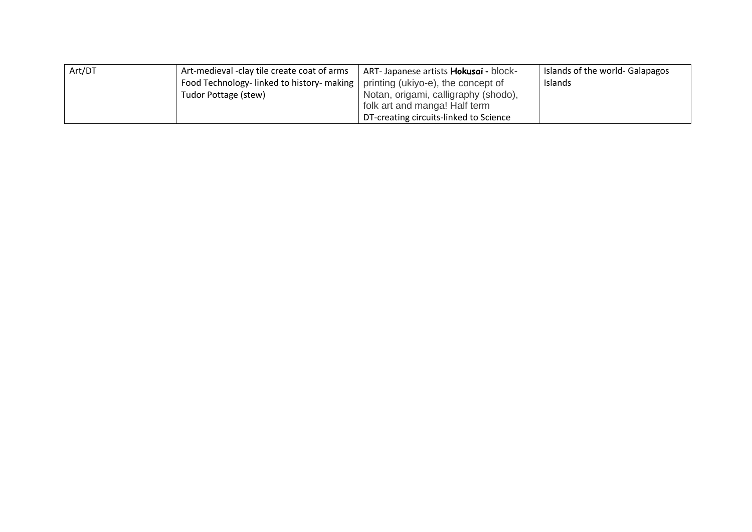| Art/DT | Art-medieval -clay tile create coat of arms Food Technology- linked to history- making Tudor Pottage (stew) | ART- Japanese artists **Hokusai -** block-printing (ukiyo-e), the concept of Notan, origami, calligraphy (shodo), folk art and manga! Half term DT-creating circuits-linked to Science | Islands of the world- Galapagos Islands |
|---|---|---|---|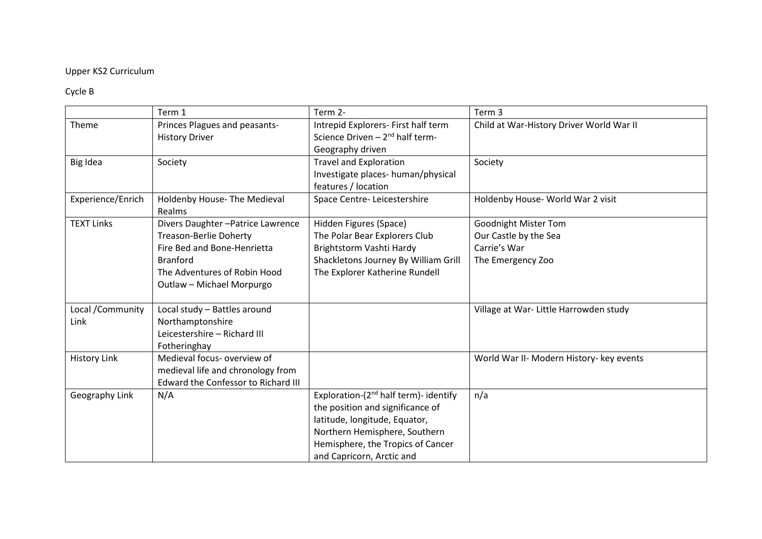Upper KS2 Curriculum

Cycle B

| | Term 1 | Term 2- | Term 3 |
|---|---|---|---|
| Theme | Princes Plagues and peasants- History Driver | Intrepid Explorers- First half term Science Driven – 2nd half term- Geography driven | Child at War-History Driver World War II |
| Big Idea | Society | Travel and Exploration<br>Investigate places- human/physical features / location | Society |
| Experience/Enrich | Holdenby House- The Medieval Realms | Space Centre- Leicestershire | Holdenby House- World War 2 visit |
| TEXT Links | Divers Daughter –Patrice Lawrence<br>Treason-Berlie Doherty<br>Fire Bed and Bone-Henrietta Branford<br>The Adventures of Robin Hood Outlaw – Michael Morpurgo | Hidden Figures (Space)<br>The Polar Bear Explorers Club<br>Brightstorm Vashti Hardy<br>Shackletons Journey By William Grill<br>The Explorer Katherine Rundell | Goodnight Mister Tom<br>Our Castle by the Sea<br>Carrie's War<br>The Emergency Zoo |
| Local /Community Link | Local study – Battles around Northamptonshire<br>Leicestershire – Richard III<br>Fotheringhay | | Village at War- Little Harrowden study |
| History Link | Medieval focus- overview of medieval life and chronology from Edward the Confessor to Richard III | | World War II- Modern History- key events |
| Geography Link | N/A | Exploration-(2nd half term)- identify the position and significance of latitude, longitude, Equator, Northern Hemisphere, Southern Hemisphere, the Tropics of Cancer and Capricorn, Arctic and | n/a |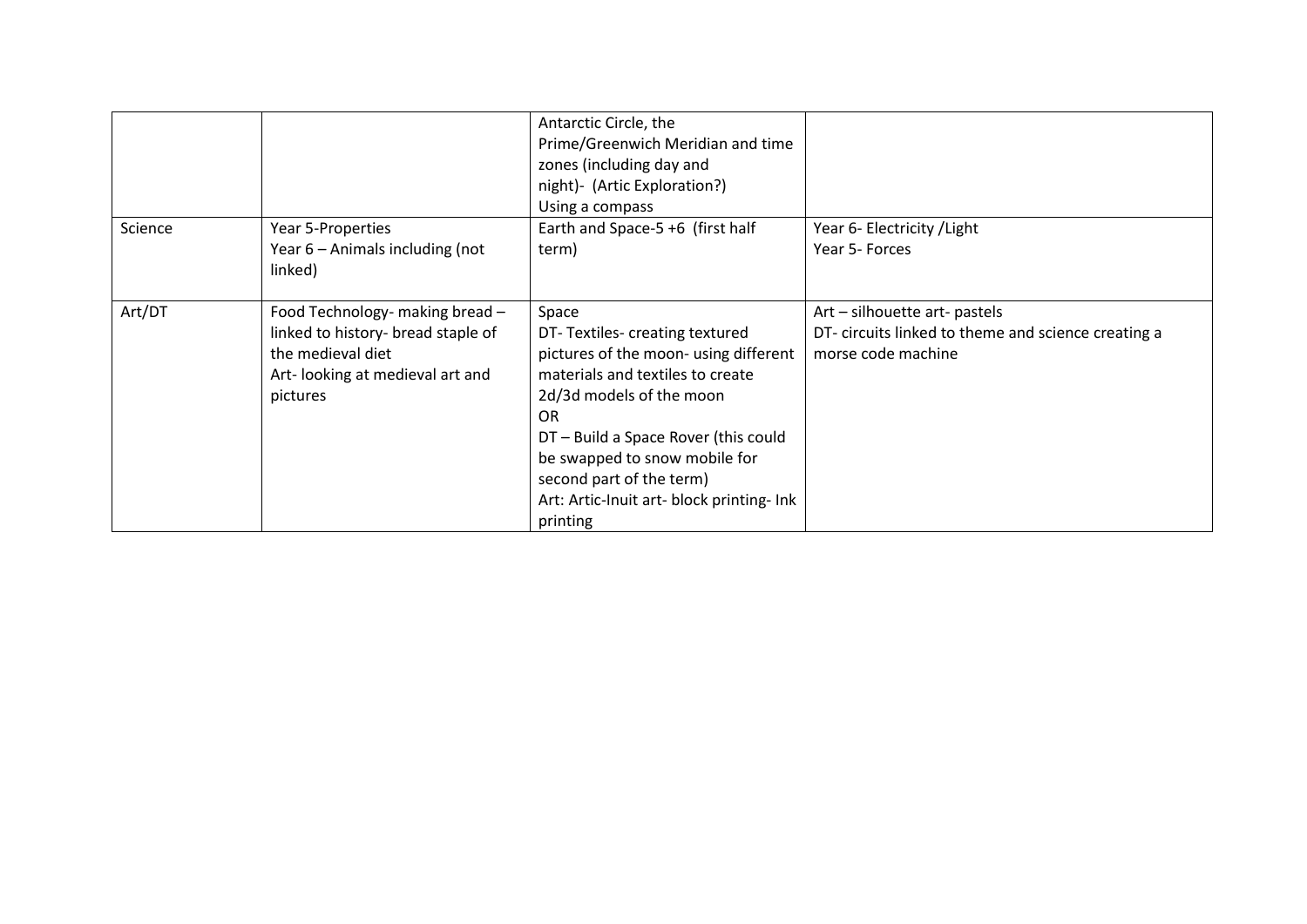| | | | |
|---|---|---|---|
| | | Antarctic Circle, the Prime/Greenwich Meridian and time zones (including day and night)- (Artic Exploration?)<br>Using a compass | |
| Science | Year 5-Properties<br>Year 6 – Animals including (not linked) | Earth and Space-5 +6 (first half term) | Year 6- Electricity /Light<br>Year 5- Forces |
| Art/DT | Food Technology- making bread – linked to history- bread staple of the medieval diet<br>Art- looking at medieval art and pictures | Space<br>DT- Textiles- creating textured pictures of the moon- using different materials and textiles to create 2d/3d models of the moon<br>OR<br>DT – Build a Space Rover (this could be swapped to snow mobile for second part of the term)<br>Art: Artic-Inuit art- block printing- Ink printing | Art – silhouette art- pastels<br>DT- circuits linked to theme and science creating a morse code machine |